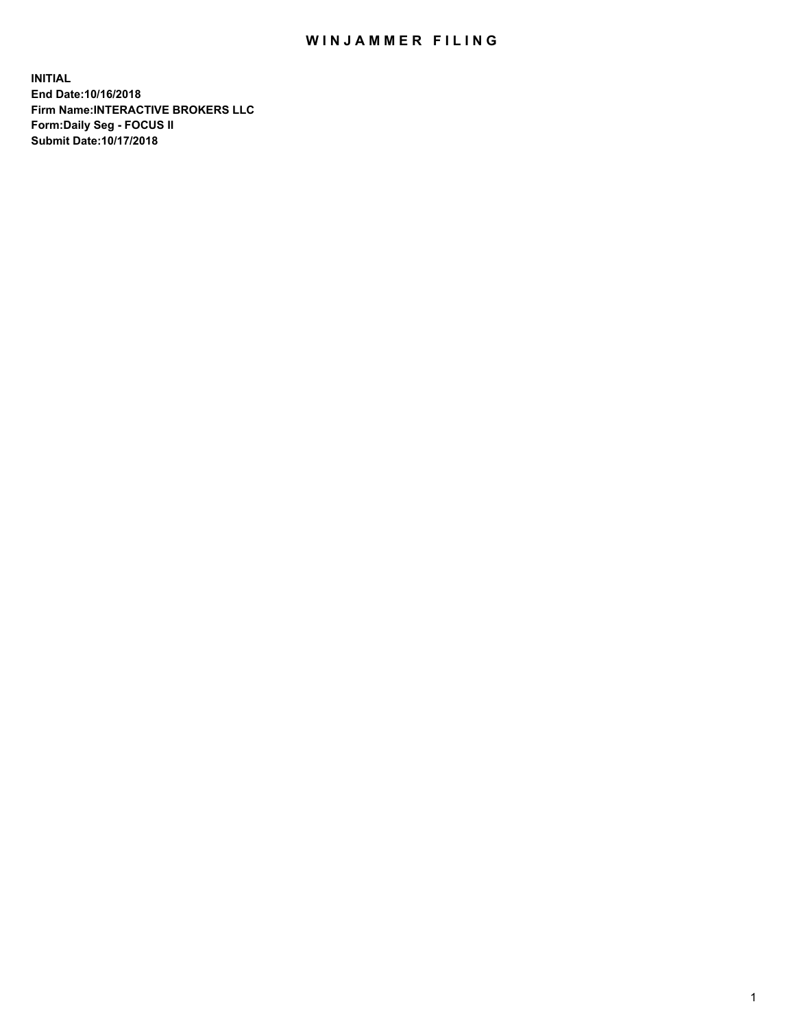# WINJAMMER FILING

**INITIAL**
**End Date:10/16/2018**
**Firm Name:INTERACTIVE BROKERS LLC**
**Form:Daily Seg - FOCUS II**
**Submit Date:10/17/2018**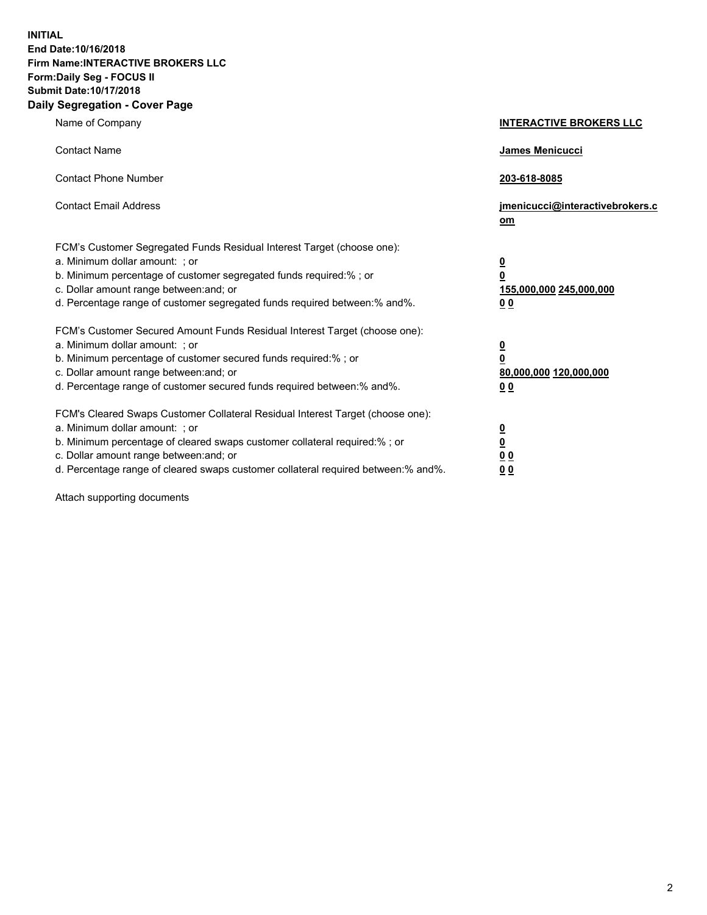**INITIAL**
**End Date:10/16/2018**
**Firm Name:INTERACTIVE BROKERS LLC**
**Form:Daily Seg - FOCUS II**
**Submit Date:10/17/2018**
**Daily Segregation - Cover Page**

| | |
|---|---|
| Name of Company | **INTERACTIVE BROKERS LLC** |
| Contact Name | **James Menicucci** |
| Contact Phone Number | **203-618-8085** |
| Contact Email Address | **jmenicucci@interactivebrokers.com** |
| FCM's Customer Segregated Funds Residual Interest Target (choose one): | |
| a. Minimum dollar amount: ; or | **0** |
| b. Minimum percentage of customer segregated funds required:% ; or | **0** |
| c. Dollar amount range between:and; or | **155,000,000 245,000,000** |
| d. Percentage range of customer segregated funds required between:% and%. | **0 0** |
| FCM's Customer Secured Amount Funds Residual Interest Target (choose one): | |
| a. Minimum dollar amount: ; or | **0** |
| b. Minimum percentage of customer secured funds required:% ; or | **0** |
| c. Dollar amount range between:and; or | **80,000,000 120,000,000** |
| d. Percentage range of customer secured funds required between:% and%. | **0 0** |
| FCM's Cleared Swaps Customer Collateral Residual Interest Target (choose one): | |
| a. Minimum dollar amount: ; or | **0** |
| b. Minimum percentage of cleared swaps customer collateral required:% ; or | **0** |
| c. Dollar amount range between:and; or | **0 0** |
| d. Percentage range of cleared swaps customer collateral required between:% and%. | **0 0** |

Attach supporting documents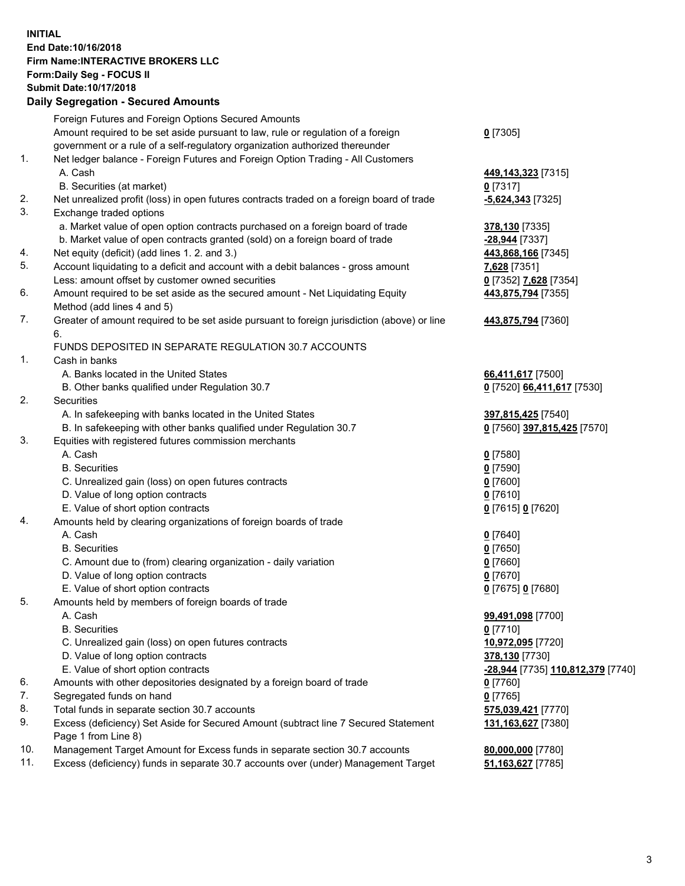**INITIAL**
**End Date:10/16/2018**
**Firm Name:INTERACTIVE BROKERS LLC**
**Form:Daily Seg - FOCUS II**
**Submit Date:10/17/2018**
**Daily Segregation - Secured Amounts**

| | | |
|---|---|---|
| | Foreign Futures and Foreign Options Secured Amounts | |
| | Amount required to be set aside pursuant to law, rule or regulation of a foreign government or a rule of a self-regulatory organization authorized thereunder | **0** [7305] |
| 1. | Net ledger balance - Foreign Futures and Foreign Option Trading - All Customers | |
| | A. Cash | **449,143,323** [7315] |
| | B. Securities (at market) | **0** [7317] |
| 2. | Net unrealized profit (loss) in open futures contracts traded on a foreign board of trade | **-5,624,343** [7325] |
| 3. | Exchange traded options | |
| | a. Market value of open option contracts purchased on a foreign board of trade | **378,130** [7335] |
| | b. Market value of open contracts granted (sold) on a foreign board of trade | **-28,944** [7337] |
| 4. | Net equity (deficit) (add lines 1. 2. and 3.) | **443,868,166** [7345] |
| 5. | Account liquidating to a deficit and account with a debit balances - gross amount | **7,628** [7351] |
| | Less: amount offset by customer owned securities | **0** [7352] **7,628** [7354] |
| 6. | Amount required to be set aside as the secured amount - Net Liquidating Equity Method (add lines 4 and 5) | **443,875,794** [7355] |
| 7. | Greater of amount required to be set aside pursuant to foreign jurisdiction (above) or line 6. | **443,875,794** [7360] |
| | FUNDS DEPOSITED IN SEPARATE REGULATION 30.7 ACCOUNTS | |
| 1. | Cash in banks | |
| | A. Banks located in the United States | **66,411,617** [7500] |
| | B. Other banks qualified under Regulation 30.7 | **0** [7520] **66,411,617** [7530] |
| 2. | Securities | |
| | A. In safekeeping with banks located in the United States | **397,815,425** [7540] |
| | B. In safekeeping with other banks qualified under Regulation 30.7 | **0** [7560] **397,815,425** [7570] |
| 3. | Equities with registered futures commission merchants | |
| | A. Cash | **0** [7580] |
| | B. Securities | **0** [7590] |
| | C. Unrealized gain (loss) on open futures contracts | **0** [7600] |
| | D. Value of long option contracts | **0** [7610] |
| | E. Value of short option contracts | **0** [7615] **0** [7620] |
| 4. | Amounts held by clearing organizations of foreign boards of trade | |
| | A. Cash | **0** [7640] |
| | B. Securities | **0** [7650] |
| | C. Amount due to (from) clearing organization - daily variation | **0** [7660] |
| | D. Value of long option contracts | **0** [7670] |
| | E. Value of short option contracts | **0** [7675] **0** [7680] |
| 5. | Amounts held by members of foreign boards of trade | |
| | A. Cash | **99,491,098** [7700] |
| | B. Securities | **0** [7710] |
| | C. Unrealized gain (loss) on open futures contracts | **10,972,095** [7720] |
| | D. Value of long option contracts | **378,130** [7730] |
| | E. Value of short option contracts | **-28,944** [7735] **110,812,379** [7740] |
| 6. | Amounts with other depositories designated by a foreign board of trade | **0** [7760] |
| 7. | Segregated funds on hand | **0** [7765] |
| 8. | Total funds in separate section 30.7 accounts | **575,039,421** [7770] |
| 9. | Excess (deficiency) Set Aside for Secured Amount (subtract line 7 Secured Statement Page 1 from Line 8) | **131,163,627** [7380] |
| 10. | Management Target Amount for Excess funds in separate section 30.7 accounts | **80,000,000** [7780] |
| 11. | Excess (deficiency) funds in separate 30.7 accounts over (under) Management Target | **51,163,627** [7785] |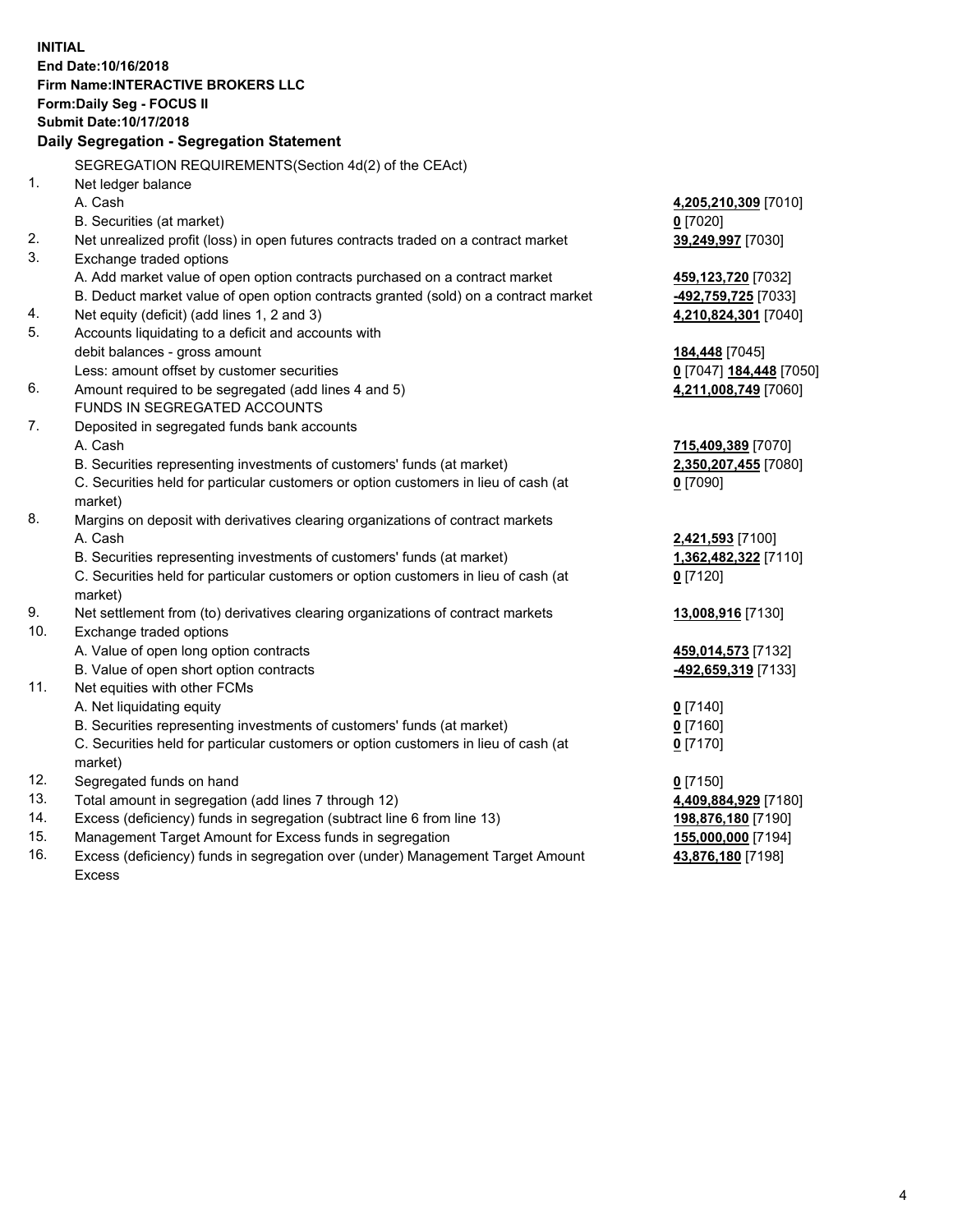**INITIAL**
**End Date:10/16/2018**
**Firm Name:INTERACTIVE BROKERS LLC**
**Form:Daily Seg - FOCUS II**
**Submit Date:10/17/2018**

### Daily Segregation - Segregation Statement

| | | |
|---|---|---|
| | SEGREGATION REQUIREMENTS(Section 4d(2) of the CEAct) | |
| 1. | Net ledger balance | |
| | A. Cash | **4,205,210,309** [7010] |
| | B. Securities (at market) | **0** [7020] |
| 2. | Net unrealized profit (loss) in open futures contracts traded on a contract market | **39,249,997** [7030] |
| 3. | Exchange traded options | |
| | A. Add market value of open option contracts purchased on a contract market | **459,123,720** [7032] |
| | B. Deduct market value of open option contracts granted (sold) on a contract market | **-492,759,725** [7033] |
| 4. | Net equity (deficit) (add lines 1, 2 and 3) | **4,210,824,301** [7040] |
| 5. | Accounts liquidating to a deficit and accounts with | |
| | debit balances - gross amount | **184,448** [7045] |
| | Less: amount offset by customer securities | **0** [7047] **184,448** [7050] |
| 6. | Amount required to be segregated (add lines 4 and 5) | **4,211,008,749** [7060] |
| | FUNDS IN SEGREGATED ACCOUNTS | |
| 7. | Deposited in segregated funds bank accounts | |
| | A. Cash | **715,409,389** [7070] |
| | B. Securities representing investments of customers' funds (at market) | **2,350,207,455** [7080] |
| | C. Securities held for particular customers or option customers in lieu of cash (at market) | **0** [7090] |
| 8. | Margins on deposit with derivatives clearing organizations of contract markets | |
| | A. Cash | **2,421,593** [7100] |
| | B. Securities representing investments of customers' funds (at market) | **1,362,482,322** [7110] |
| | C. Securities held for particular customers or option customers in lieu of cash (at market) | **0** [7120] |
| 9. | Net settlement from (to) derivatives clearing organizations of contract markets | **13,008,916** [7130] |
| 10. | Exchange traded options | |
| | A. Value of open long option contracts | **459,014,573** [7132] |
| | B. Value of open short option contracts | **-492,659,319** [7133] |
| 11. | Net equities with other FCMs | |
| | A. Net liquidating equity | **0** [7140] |
| | B. Securities representing investments of customers' funds (at market) | **0** [7160] |
| | C. Securities held for particular customers or option customers in lieu of cash (at market) | **0** [7170] |
| 12. | Segregated funds on hand | **0** [7150] |
| 13. | Total amount in segregation (add lines 7 through 12) | **4,409,884,929** [7180] |
| 14. | Excess (deficiency) funds in segregation (subtract line 6 from line 13) | **198,876,180** [7190] |
| 15. | Management Target Amount for Excess funds in segregation | **155,000,000** [7194] |
| 16. | Excess (deficiency) funds in segregation over (under) Management Target Amount Excess | **43,876,180** [7198] |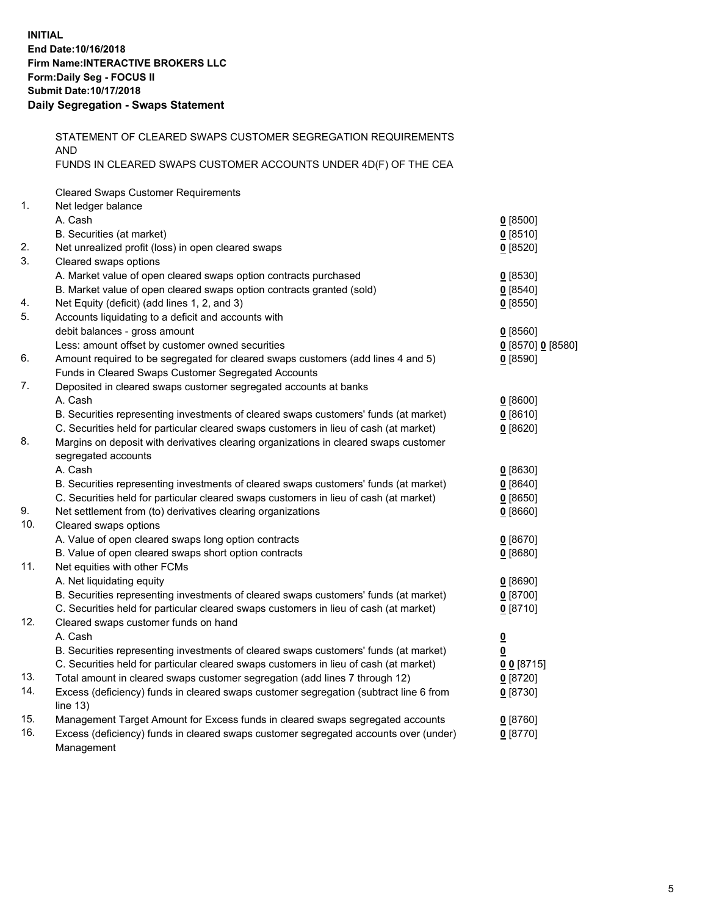**INITIAL**
**End Date:10/16/2018**
**Firm Name:INTERACTIVE BROKERS LLC**
**Form:Daily Seg - FOCUS II**
**Submit Date:10/17/2018**
**Daily Segregation - Swaps Statement**

STATEMENT OF CLEARED SWAPS CUSTOMER SEGREGATION REQUIREMENTS AND FUNDS IN CLEARED SWAPS CUSTOMER ACCOUNTS UNDER 4D(F) OF THE CEA

| | | |
|---|---|---|
| | Cleared Swaps Customer Requirements | |
| 1. | Net ledger balance | |
| | A. Cash | 0 [8500] |
| | B. Securities (at market) | 0 [8510] |
| 2. | Net unrealized profit (loss) in open cleared swaps | 0 [8520] |
| 3. | Cleared swaps options | |
| | A. Market value of open cleared swaps option contracts purchased | 0 [8530] |
| | B. Market value of open cleared swaps option contracts granted (sold) | 0 [8540] |
| 4. | Net Equity (deficit) (add lines 1, 2, and 3) | 0 [8550] |
| 5. | Accounts liquidating to a deficit and accounts with debit balances - gross amount | 0 [8560] |
| | Less: amount offset by customer owned securities | 0 [8570] 0 [8580] |
| 6. | Amount required to be segregated for cleared swaps customers (add lines 4 and 5) | 0 [8590] |
| | Funds in Cleared Swaps Customer Segregated Accounts | |
| 7. | Deposited in cleared swaps customer segregated accounts at banks | |
| | A. Cash | 0 [8600] |
| | B. Securities representing investments of cleared swaps customers' funds (at market) | 0 [8610] |
| | C. Securities held for particular cleared swaps customers in lieu of cash (at market) | 0 [8620] |
| 8. | Margins on deposit with derivatives clearing organizations in cleared swaps customer segregated accounts | |
| | A. Cash | 0 [8630] |
| | B. Securities representing investments of cleared swaps customers' funds (at market) | 0 [8640] |
| | C. Securities held for particular cleared swaps customers in lieu of cash (at market) | 0 [8650] |
| 9. | Net settlement from (to) derivatives clearing organizations | 0 [8660] |
| 10. | Cleared swaps options | |
| | A. Value of open cleared swaps long option contracts | 0 [8670] |
| | B. Value of open cleared swaps short option contracts | 0 [8680] |
| 11. | Net equities with other FCMs | |
| | A. Net liquidating equity | 0 [8690] |
| | B. Securities representing investments of cleared swaps customers' funds (at market) | 0 [8700] |
| | C. Securities held for particular cleared swaps customers in lieu of cash (at market) | 0 [8710] |
| 12. | Cleared swaps customer funds on hand | |
| | A. Cash | 0 |
| | B. Securities representing investments of cleared swaps customers' funds (at market) | 0 |
| | C. Securities held for particular cleared swaps customers in lieu of cash (at market) | 0 0 [8715] |
| 13. | Total amount in cleared swaps customer segregation (add lines 7 through 12) | 0 [8720] |
| 14. | Excess (deficiency) funds in cleared swaps customer segregation (subtract line 6 from line 13) | 0 [8730] |
| 15. | Management Target Amount for Excess funds in cleared swaps segregated accounts | 0 [8760] |
| 16. | Excess (deficiency) funds in cleared swaps customer segregated accounts over (under) Management | 0 [8770] |